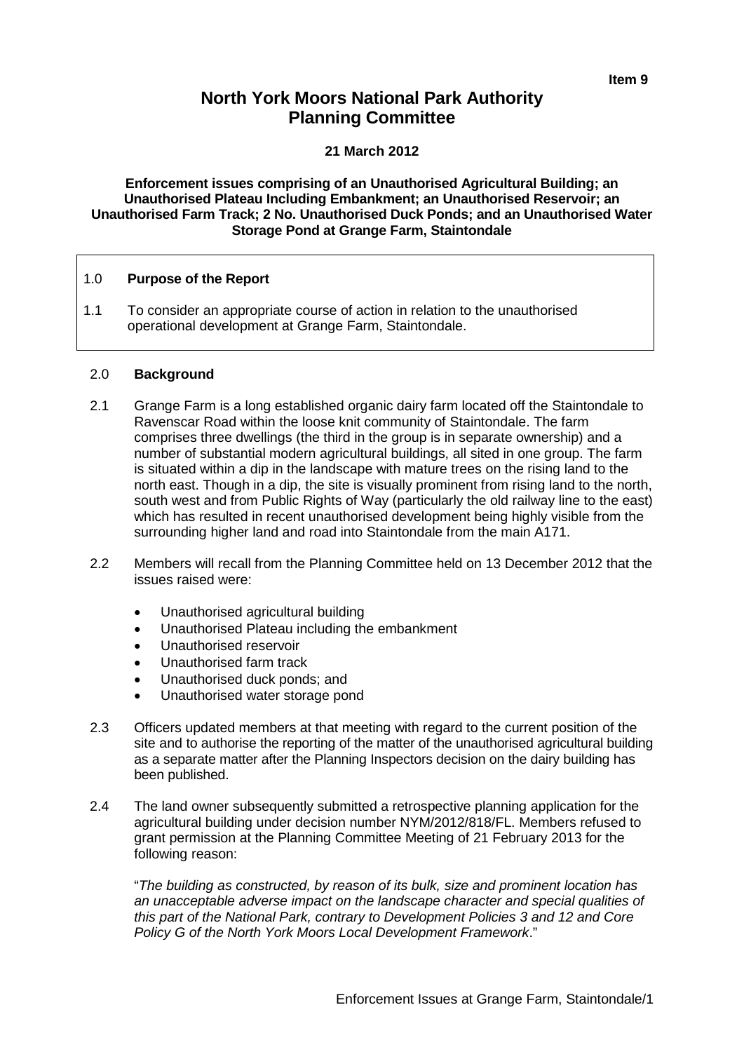**Item 9**

# North York Moors National Park Authority Planning Committee

**21 March 2012**

**Enforcement issues comprising of an Unauthorised Agricultural Building; an Unauthorised Plateau Including Embankment; an Unauthorised Reservoir; an Unauthorised Farm Track; 2 No. Unauthorised Duck Ponds; and an Unauthorised Water Storage Pond at Grange Farm, Staintondale**

## 1.0 Purpose of the Report

1.1 To consider an appropriate course of action in relation to the unauthorised operational development at Grange Farm, Staintondale.

## 2.0 Background

2.1 Grange Farm is a long established organic dairy farm located off the Staintondale to Ravenscar Road within the loose knit community of Staintondale. The farm comprises three dwellings (the third in the group is in separate ownership) and a number of substantial modern agricultural buildings, all sited in one group. The farm is situated within a dip in the landscape with mature trees on the rising land to the north east. Though in a dip, the site is visually prominent from rising land to the north, south west and from Public Rights of Way (particularly the old railway line to the east) which has resulted in recent unauthorised development being highly visible from the surrounding higher land and road into Staintondale from the main A171.

2.2 Members will recall from the Planning Committee held on 13 December 2012 that the issues raised were:

- Unauthorised agricultural building
- Unauthorised Plateau including the embankment
- Unauthorised reservoir
- Unauthorised farm track
- Unauthorised duck ponds; and
- Unauthorised water storage pond

2.3 Officers updated members at that meeting with regard to the current position of the site and to authorise the reporting of the matter of the unauthorised agricultural building as a separate matter after the Planning Inspectors decision on the dairy building has been published.

2.4 The land owner subsequently submitted a retrospective planning application for the agricultural building under decision number NYM/2012/818/FL. Members refused to grant permission at the Planning Committee Meeting of 21 February 2013 for the following reason:

"*The building as constructed, by reason of its bulk, size and prominent location has an unacceptable adverse impact on the landscape character and special qualities of this part of the National Park, contrary to Development Policies 3 and 12 and Core Policy G of the North York Moors Local Development Framework*."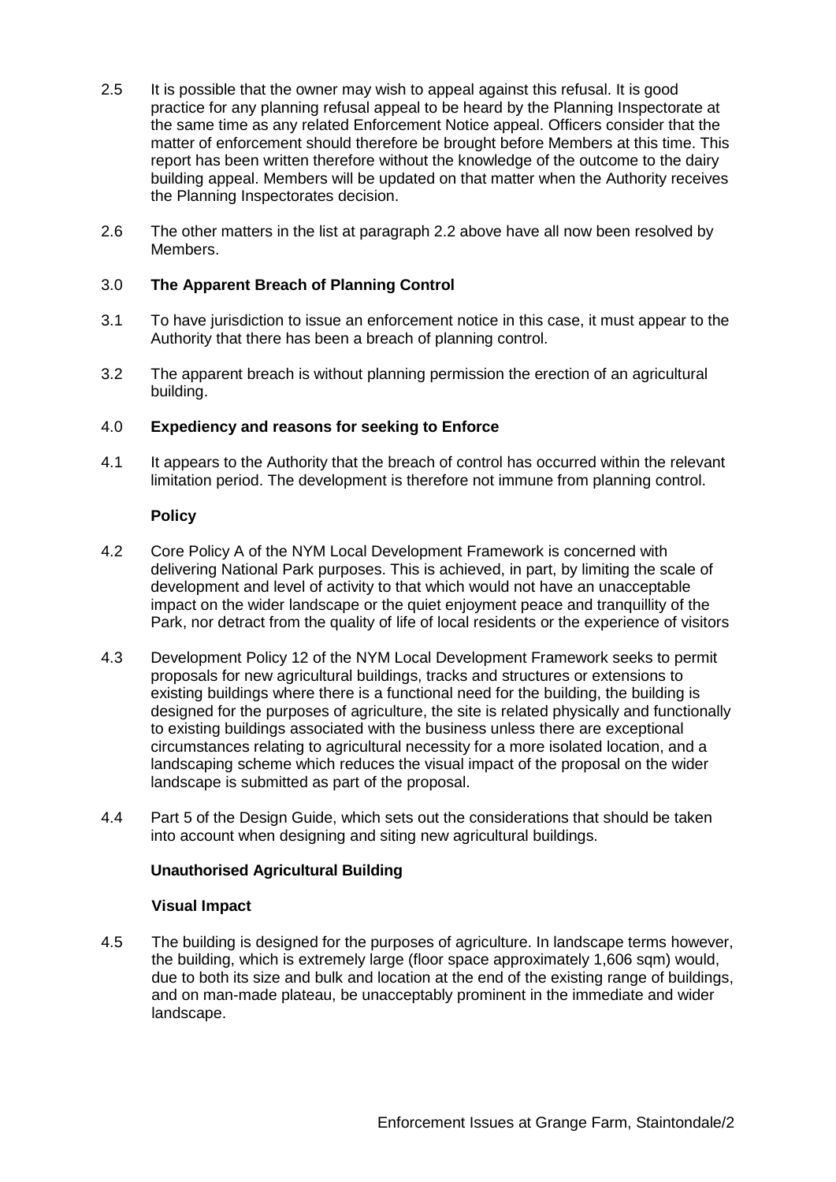2.5 It is possible that the owner may wish to appeal against this refusal. It is good practice for any planning refusal appeal to be heard by the Planning Inspectorate at the same time as any related Enforcement Notice appeal. Officers consider that the matter of enforcement should therefore be brought before Members at this time. This report has been written therefore without the knowledge of the outcome to the dairy building appeal. Members will be updated on that matter when the Authority receives the Planning Inspectorates decision.

2.6 The other matters in the list at paragraph 2.2 above have all now been resolved by Members.

## 3.0 The Apparent Breach of Planning Control

3.1 To have jurisdiction to issue an enforcement notice in this case, it must appear to the Authority that there has been a breach of planning control.

3.2 The apparent breach is without planning permission the erection of an agricultural building.

## 4.0 Expediency and reasons for seeking to Enforce

4.1 It appears to the Authority that the breach of control has occurred within the relevant limitation period. The development is therefore not immune from planning control.

### Policy

4.2 Core Policy A of the NYM Local Development Framework is concerned with delivering National Park purposes. This is achieved, in part, by limiting the scale of development and level of activity to that which would not have an unacceptable impact on the wider landscape or the quiet enjoyment peace and tranquillity of the Park, nor detract from the quality of life of local residents or the experience of visitors

4.3 Development Policy 12 of the NYM Local Development Framework seeks to permit proposals for new agricultural buildings, tracks and structures or extensions to existing buildings where there is a functional need for the building, the building is designed for the purposes of agriculture, the site is related physically and functionally to existing buildings associated with the business unless there are exceptional circumstances relating to agricultural necessity for a more isolated location, and a landscaping scheme which reduces the visual impact of the proposal on the wider landscape is submitted as part of the proposal.

4.4 Part 5 of the Design Guide, which sets out the considerations that should be taken into account when designing and siting new agricultural buildings.

### Unauthorised Agricultural Building

#### Visual Impact

4.5 The building is designed for the purposes of agriculture. In landscape terms however, the building, which is extremely large (floor space approximately 1,606 sqm) would, due to both its size and bulk and location at the end of the existing range of buildings, and on man-made plateau, be unacceptably prominent in the immediate and wider landscape.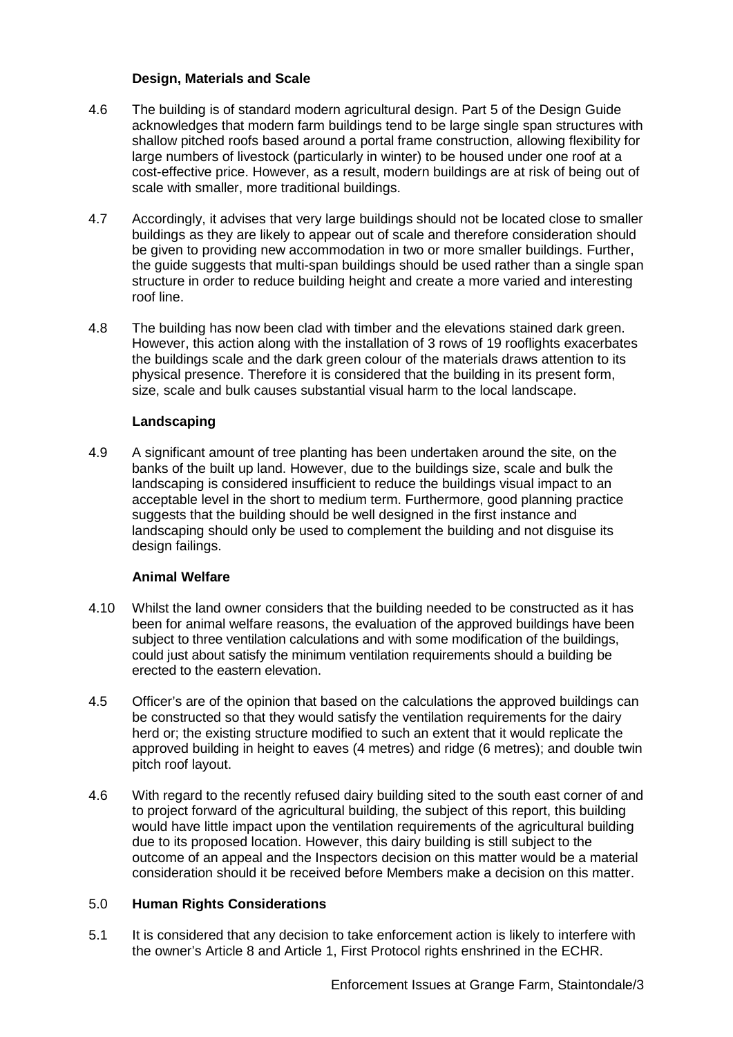### Design, Materials and Scale

4.6 The building is of standard modern agricultural design. Part 5 of the Design Guide acknowledges that modern farm buildings tend to be large single span structures with shallow pitched roofs based around a portal frame construction, allowing flexibility for large numbers of livestock (particularly in winter) to be housed under one roof at a cost-effective price. However, as a result, modern buildings are at risk of being out of scale with smaller, more traditional buildings.

4.7 Accordingly, it advises that very large buildings should not be located close to smaller buildings as they are likely to appear out of scale and therefore consideration should be given to providing new accommodation in two or more smaller buildings. Further, the guide suggests that multi-span buildings should be used rather than a single span structure in order to reduce building height and create a more varied and interesting roof line.

4.8 The building has now been clad with timber and the elevations stained dark green. However, this action along with the installation of 3 rows of 19 rooflights exacerbates the buildings scale and the dark green colour of the materials draws attention to its physical presence. Therefore it is considered that the building in its present form, size, scale and bulk causes substantial visual harm to the local landscape.

### Landscaping

4.9 A significant amount of tree planting has been undertaken around the site, on the banks of the built up land. However, due to the buildings size, scale and bulk the landscaping is considered insufficient to reduce the buildings visual impact to an acceptable level in the short to medium term. Furthermore, good planning practice suggests that the building should be well designed in the first instance and landscaping should only be used to complement the building and not disguise its design failings.

### Animal Welfare

4.10 Whilst the land owner considers that the building needed to be constructed as it has been for animal welfare reasons, the evaluation of the approved buildings have been subject to three ventilation calculations and with some modification of the buildings, could just about satisfy the minimum ventilation requirements should a building be erected to the eastern elevation.

4.5 Officer's are of the opinion that based on the calculations the approved buildings can be constructed so that they would satisfy the ventilation requirements for the dairy herd or; the existing structure modified to such an extent that it would replicate the approved building in height to eaves (4 metres) and ridge (6 metres); and double twin pitch roof layout.

4.6 With regard to the recently refused dairy building sited to the south east corner of and to project forward of the agricultural building, the subject of this report, this building would have little impact upon the ventilation requirements of the agricultural building due to its proposed location. However, this dairy building is still subject to the outcome of an appeal and the Inspectors decision on this matter would be a material consideration should it be received before Members make a decision on this matter.

## 5.0 Human Rights Considerations

5.1 It is considered that any decision to take enforcement action is likely to interfere with the owner's Article 8 and Article 1, First Protocol rights enshrined in the ECHR.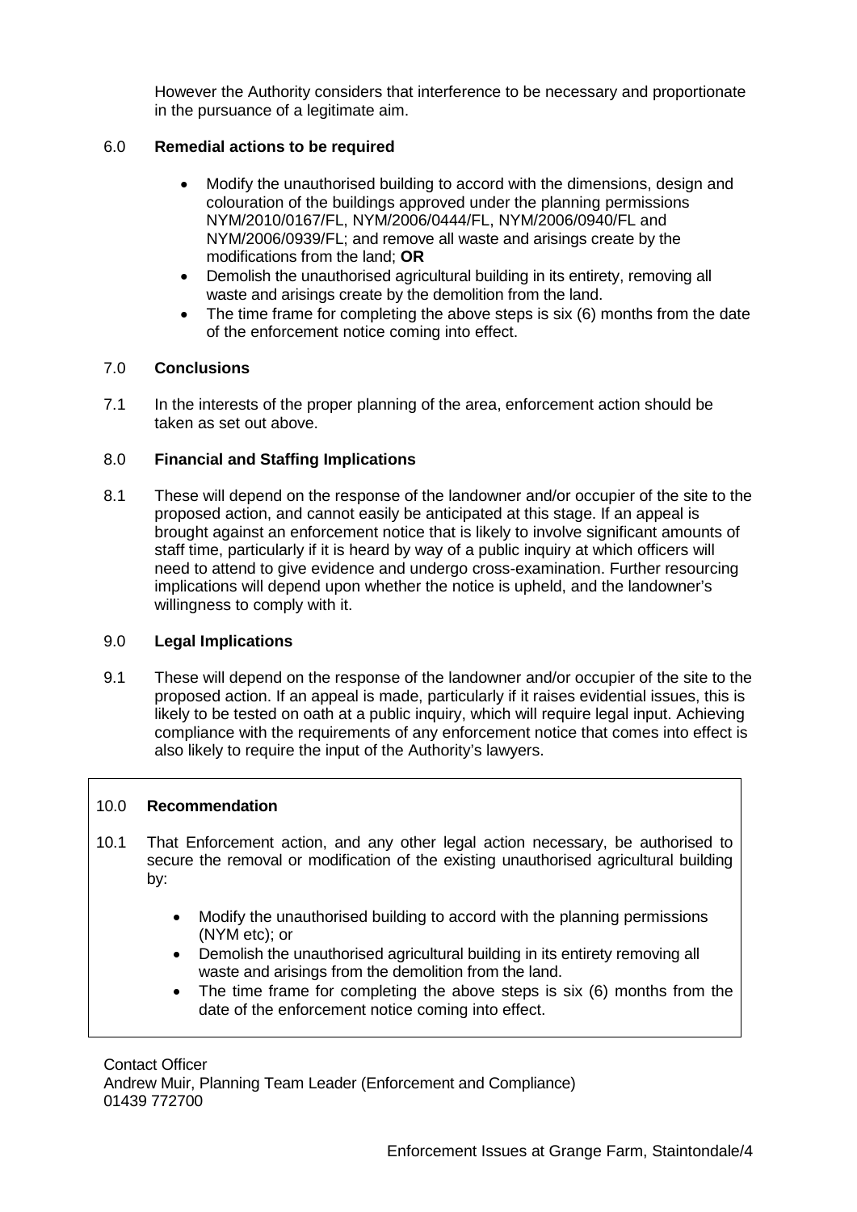However the Authority considers that interference to be necessary and proportionate in the pursuance of a legitimate aim.

## 6.0 Remedial actions to be required

- Modify the unauthorised building to accord with the dimensions, design and colouration of the buildings approved under the planning permissions NYM/2010/0167/FL, NYM/2006/0444/FL, NYM/2006/0940/FL and NYM/2006/0939/FL; and remove all waste and arisings create by the modifications from the land; **OR**
- Demolish the unauthorised agricultural building in its entirety, removing all waste and arisings create by the demolition from the land.
- The time frame for completing the above steps is six (6) months from the date of the enforcement notice coming into effect.

## 7.0 Conclusions

7.1 In the interests of the proper planning of the area, enforcement action should be taken as set out above.

## 8.0 Financial and Staffing Implications

8.1 These will depend on the response of the landowner and/or occupier of the site to the proposed action, and cannot easily be anticipated at this stage. If an appeal is brought against an enforcement notice that is likely to involve significant amounts of staff time, particularly if it is heard by way of a public inquiry at which officers will need to attend to give evidence and undergo cross-examination. Further resourcing implications will depend upon whether the notice is upheld, and the landowner's willingness to comply with it.

## 9.0 Legal Implications

9.1 These will depend on the response of the landowner and/or occupier of the site to the proposed action. If an appeal is made, particularly if it raises evidential issues, this is likely to be tested on oath at a public inquiry, which will require legal input. Achieving compliance with the requirements of any enforcement notice that comes into effect is also likely to require the input of the Authority's lawyers.

## 10.0 Recommendation

10.1 That Enforcement action, and any other legal action necessary, be authorised to secure the removal or modification of the existing unauthorised agricultural building by:

- Modify the unauthorised building to accord with the planning permissions (NYM etc); or
- Demolish the unauthorised agricultural building in its entirety removing all waste and arisings from the demolition from the land.
- The time frame for completing the above steps is six (6) months from the date of the enforcement notice coming into effect.

Contact Officer
Andrew Muir, Planning Team Leader (Enforcement and Compliance)
01439 772700